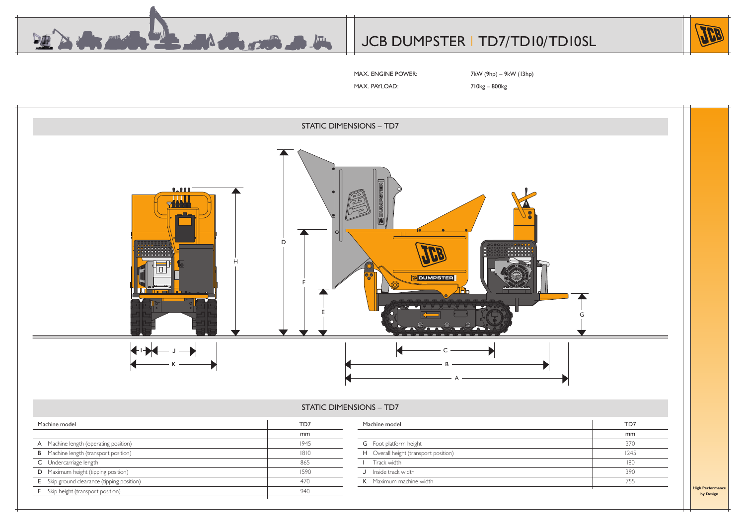# JCB DUMPSTER | TD7/TD10/TD10SL

MAX. ENGINE POWER: 7kW (9hp) – 9kW (13hp)

MAX. PAYLOAD: 710kg – 800kg

## STATIC DIMENSIONS – TD7

## STATIC DIMENSIONS – TD7

| Machine model | TD7 |
|---|---|
| | mm |
| A Machine length (operating position) | 1945 |
| B Machine length (transport position) | 1810 |
| C Undercarriage length | 865 |
| D Maximum height (tipping position) | 1590 |
| E Skip ground clearance (tipping position) | 470 |
| F Skip height (transport position) | 940 |

| Machine model | TD7 |
|---|---|
| | mm |
| G Foot platform height | 370 |
| H Overall height (transport position) | 1245 |
| I Track width | 180 |
| J Inside track width | 390 |
| K Maximum machine width | 755 |

**High Performance by Design**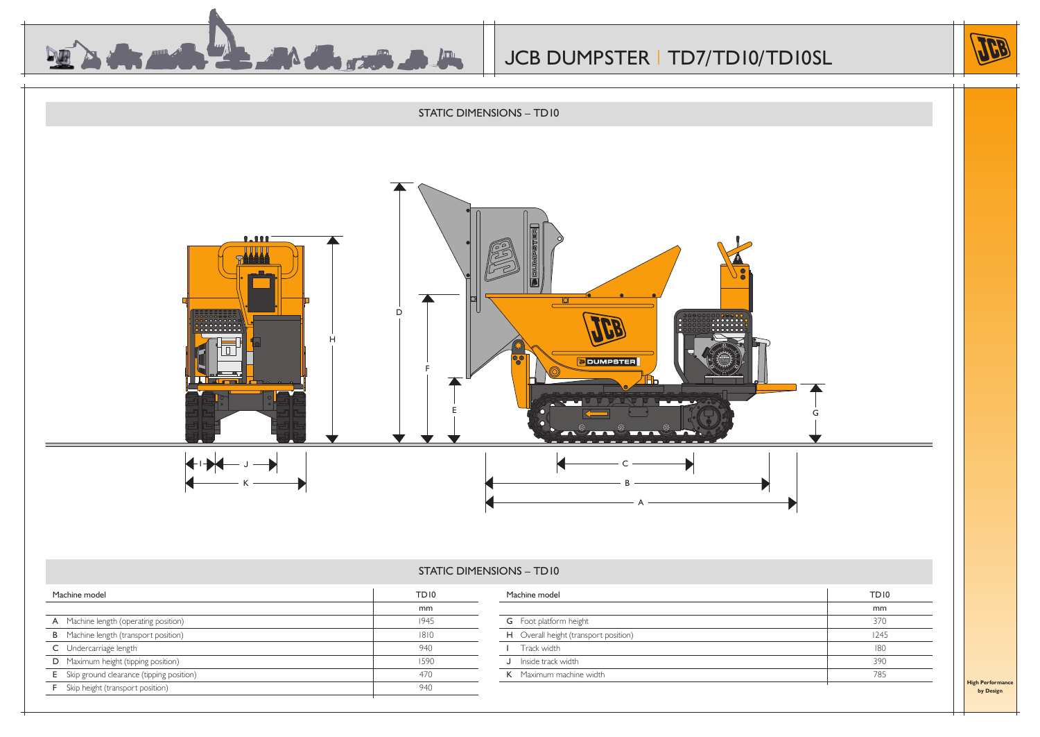# JCB DUMPSTER | TD7/TD10/TD10SL

## STATIC DIMENSIONS – TD10

## STATIC DIMENSIONS – TD10

| Machine model | TD10 |
|---|---|
| | mm |
| A Machine length (operating position) | 1945 |
| B Machine length (transport position) | 1810 |
| C Undercarriage length | 940 |
| D Maximum height (tipping position) | 1590 |
| E Skip ground clearance (tipping position) | 470 |
| F Skip height (transport position) | 940 |

| Machine model | TD10 |
|---|---|
| | mm |
| G Foot platform height | 370 |
| H Overall height (transport position) | 1245 |
| I Track width | 180 |
| J Inside track width | 390 |
| K Maximum machine width | 785 |

High Performance by Design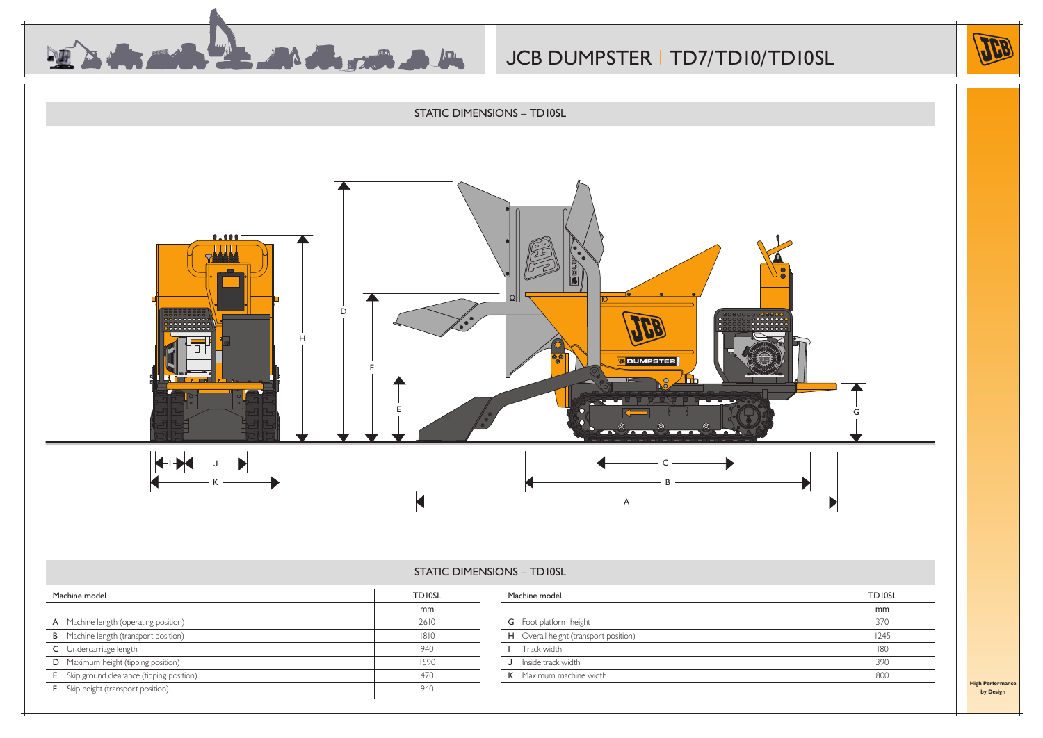# JCB DUMPSTER | TD7/TD10/TD10SL

## STATIC DIMENSIONS – TD10SL

## STATIC DIMENSIONS – TD10SL

| Machine model | TD10SL |
|---|---|
| | mm |
| A Machine length (operating position) | 2610 |
| B Machine length (transport position) | 1810 |
| C Undercarriage length | 940 |
| D Maximum height (tipping position) | 1590 |
| E Skip ground clearance (tipping position) | 470 |
| F Skip height (transport position) | 940 |

| Machine model | TD10SL |
|---|---|
| | mm |
| G Foot platform height | 370 |
| H Overall height (transport position) | 1245 |
| I Track width | 180 |
| J Inside track width | 390 |
| K Maximum machine width | 800 |

**High Performance by Design**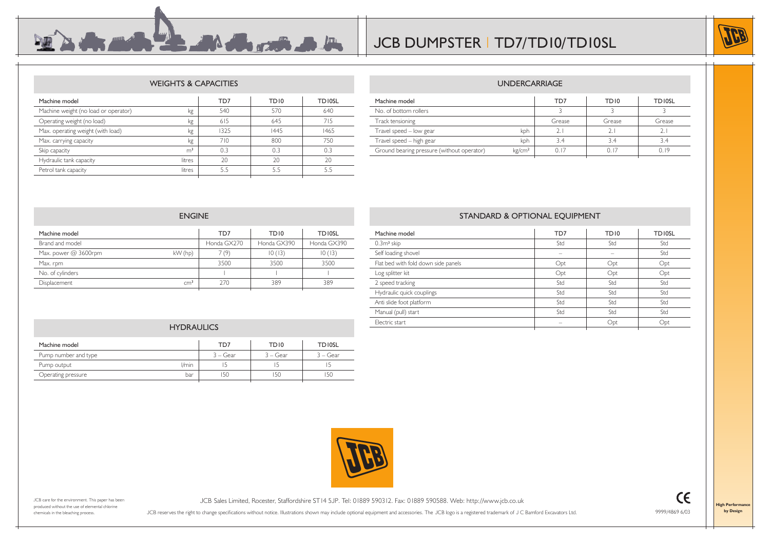# JCB DUMPSTER | TD7/TD10/TD10SL

## WEIGHTS & CAPACITIES

| Machine model | | TD7 | TD10 | TD10SL |
|---|---|---|---|---|
| Machine weight (no load or operator) | kg | 540 | 570 | 640 |
| Operating weight (no load) | kg | 615 | 645 | 715 |
| Max. operating weight (with load) | kg | 1325 | 1445 | 1465 |
| Max. carrying capacity | kg | 710 | 800 | 750 |
| Skip capacity | m³ | 0.3 | 0.3 | 0.3 |
| Hydraulic tank capacity | litres | 20 | 20 | 20 |
| Petrol tank capacity | litres | 5.5 | 5.5 | 5.5 |

## UNDERCARRIAGE

| Machine model | | TD7 | TD10 | TD10SL |
|---|---|---|---|---|
| No. of bottom rollers | | 3 | 3 | 3 |
| Track tensioning | | Grease | Grease | Grease |
| Travel speed – low gear | kph | 2.1 | 2.1 | 2.1 |
| Travel speed – high gear | kph | 3.4 | 3.4 | 3.4 |
| Ground bearing pressure (without operator) | kg/cm² | 0.17 | 0.17 | 0.19 |

## ENGINE

| Machine model | | TD7 | TD10 | TD10SL |
|---|---|---|---|---|
| Brand and model | | Honda GX270 | Honda GX390 | Honda GX390 |
| Max. power @ 3600rpm | kW (hp) | 7 (9) | 10 (13) | 10 (13) |
| Max. rpm | | 3500 | 3500 | 3500 |
| No. of cylinders | | 1 | 1 | 1 |
| Displacement | cm³ | 270 | 389 | 389 |

## STANDARD & OPTIONAL EQUIPMENT

| Machine model | TD7 | TD10 | TD10SL |
|---|---|---|---|
| 0.3m³ skip | Std | Std | Std |
| Self loading shovel | – | – | Std |
| Flat bed with fold down side panels | Opt | Opt | Opt |
| Log splitter kit | Opt | Opt | Opt |
| 2 speed tracking | Std | Std | Std |
| Hydraulic quick couplings | Std | Std | Std |
| Anti slide foot platform | Std | Std | Std |
| Manual (pull) start | Std | Std | Std |
| Electric start | – | Opt | Opt |

## HYDRAULICS

| Machine model | | TD7 | TD10 | TD10SL |
|---|---|---|---|---|
| Pump number and type | | 3 – Gear | 3 – Gear | 3 – Gear |
| Pump output | l/min | 15 | 15 | 15 |
| Operating pressure | bar | 150 | 150 | 150 |

JCB care for the environment. This paper has been produced without the use of elemental chlorine chemicals in the bleaching process.

JCB Sales Limited, Rocester, Staffordshire ST14 5JP. Tel: 01889 590312. Fax: 01889 590588. Web: http://www.jcb.co.uk

JCB reserves the right to change specifications without notice. Illustrations shown may include optional equipment and accessories. The JCB logo is a registered trademark of J C Bamford Excavators Ltd.

9999/4869 6/03

**High Performance by Design**